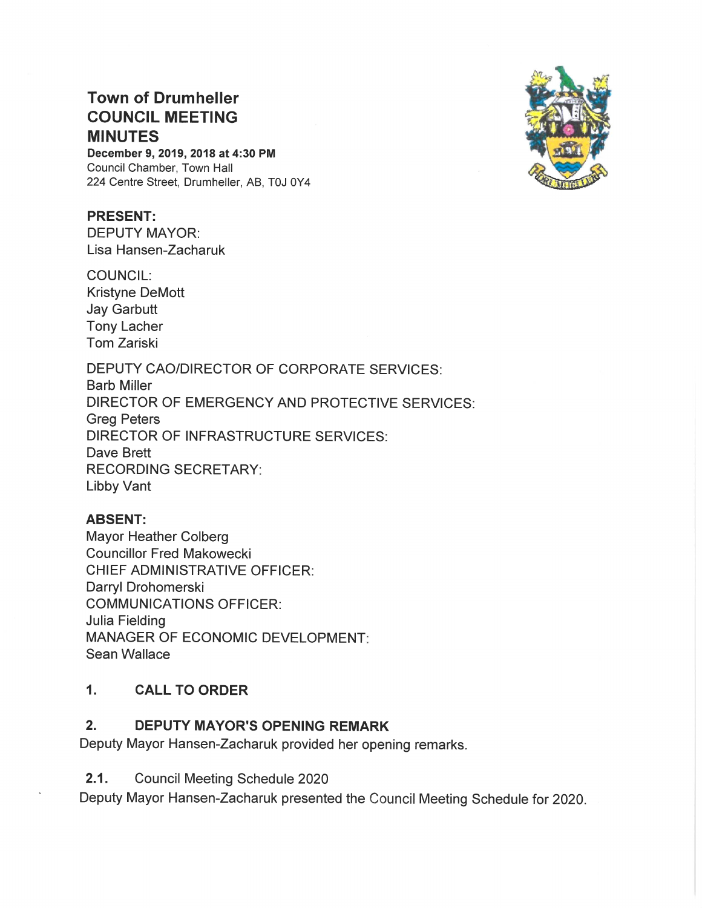# Town of Drumheller
# COUNCIL MEETING MINUTES

**December 9, 2019, 2018 at 4:30 PM**
Council Chamber, Town Hall
224 Centre Street, Drumheller, AB, T0J 0Y4

**PRESENT:**
DEPUTY MAYOR:
Lisa Hansen-Zacharuk

COUNCIL:
Kristyne DeMott
Jay Garbutt
Tony Lacher
Tom Zariski

DEPUTY CAO/DIRECTOR OF CORPORATE SERVICES:
Barb Miller
DIRECTOR OF EMERGENCY AND PROTECTIVE SERVICES:
Greg Peters
DIRECTOR OF INFRASTRUCTURE SERVICES:
Dave Brett
RECORDING SECRETARY:
Libby Vant

**ABSENT:**
Mayor Heather Colberg
Councillor Fred Makowecki
CHIEF ADMINISTRATIVE OFFICER:
Darryl Drohomerski
COMMUNICATIONS OFFICER:
Julia Fielding
MANAGER OF ECONOMIC DEVELOPMENT:
Sean Wallace

## 1. CALL TO ORDER

## 2. DEPUTY MAYOR'S OPENING REMARK

Deputy Mayor Hansen-Zacharuk provided her opening remarks.

### 2.1. Council Meeting Schedule 2020

Deputy Mayor Hansen-Zacharuk presented the Council Meeting Schedule for 2020.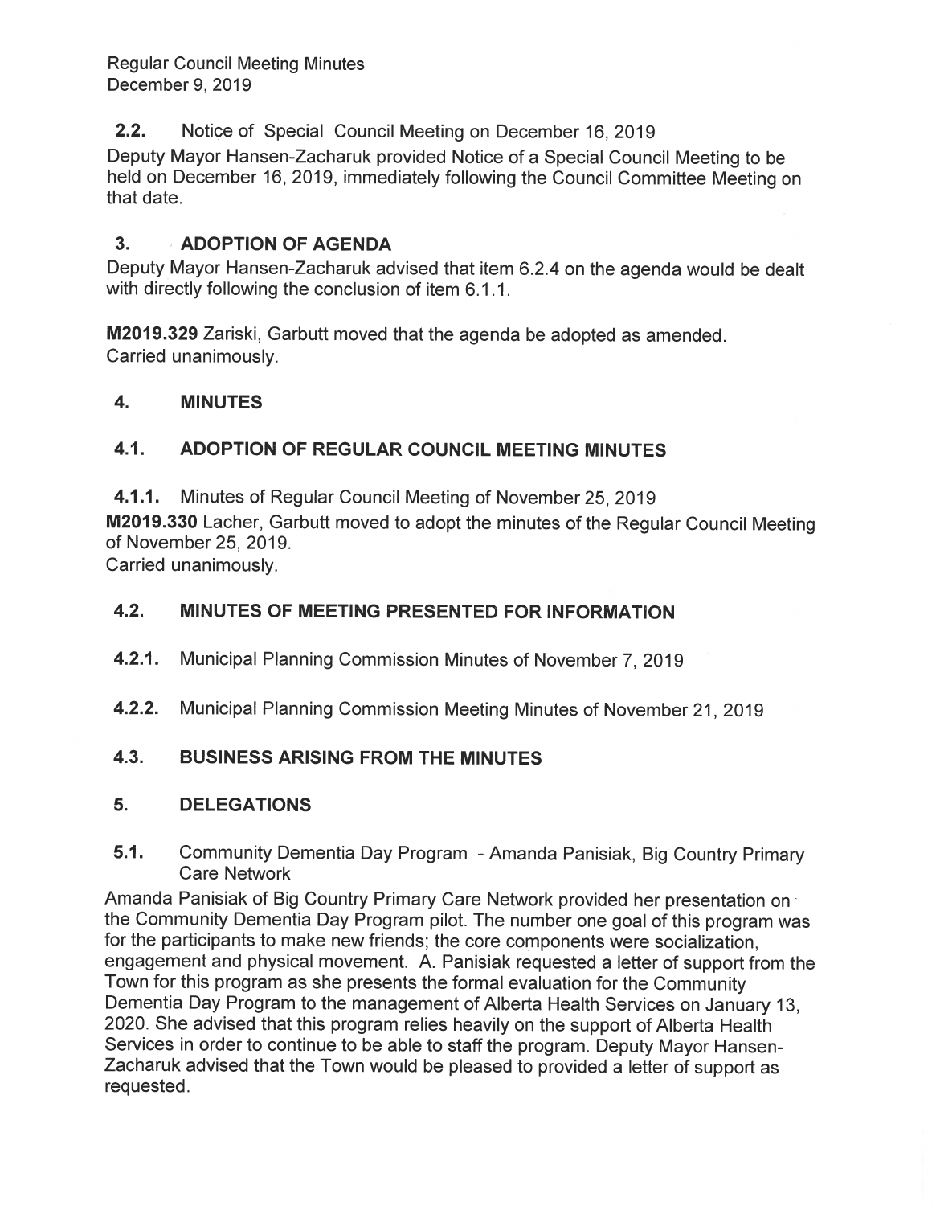**2.2.** Notice of Special Council Meeting on December 16, 2019

Deputy Mayor Hansen-Zacharuk provided Notice of a Special Council Meeting to be held on December 16, 2019, immediately following the Council Committee Meeting on that date.

## 3. ADOPTION OF AGENDA

Deputy Mayor Hansen-Zacharuk advised that item 6.2.4 on the agenda would be dealt with directly following the conclusion of item 6.1.1.

**M2019.329** Zariski, Garbutt moved that the agenda be adopted as amended.
Carried unanimously.

## 4. MINUTES

### 4.1. ADOPTION OF REGULAR COUNCIL MEETING MINUTES

**4.1.1.** Minutes of Regular Council Meeting of November 25, 2019

**M2019.330** Lacher, Garbutt moved to adopt the minutes of the Regular Council Meeting of November 25, 2019.
Carried unanimously.

### 4.2. MINUTES OF MEETING PRESENTED FOR INFORMATION

**4.2.1.** Municipal Planning Commission Minutes of November 7, 2019

**4.2.2.** Municipal Planning Commission Meeting Minutes of November 21, 2019

### 4.3. BUSINESS ARISING FROM THE MINUTES

## 5. DELEGATIONS

**5.1.** Community Dementia Day Program - Amanda Panisiak, Big Country Primary Care Network

Amanda Panisiak of Big Country Primary Care Network provided her presentation on the Community Dementia Day Program pilot. The number one goal of this program was for the participants to make new friends; the core components were socialization, engagement and physical movement. A. Panisiak requested a letter of support from the Town for this program as she presents the formal evaluation for the Community Dementia Day Program to the management of Alberta Health Services on January 13, 2020. She advised that this program relies heavily on the support of Alberta Health Services in order to continue to be able to staff the program. Deputy Mayor Hansen-Zacharuk advised that the Town would be pleased to provided a letter of support as requested.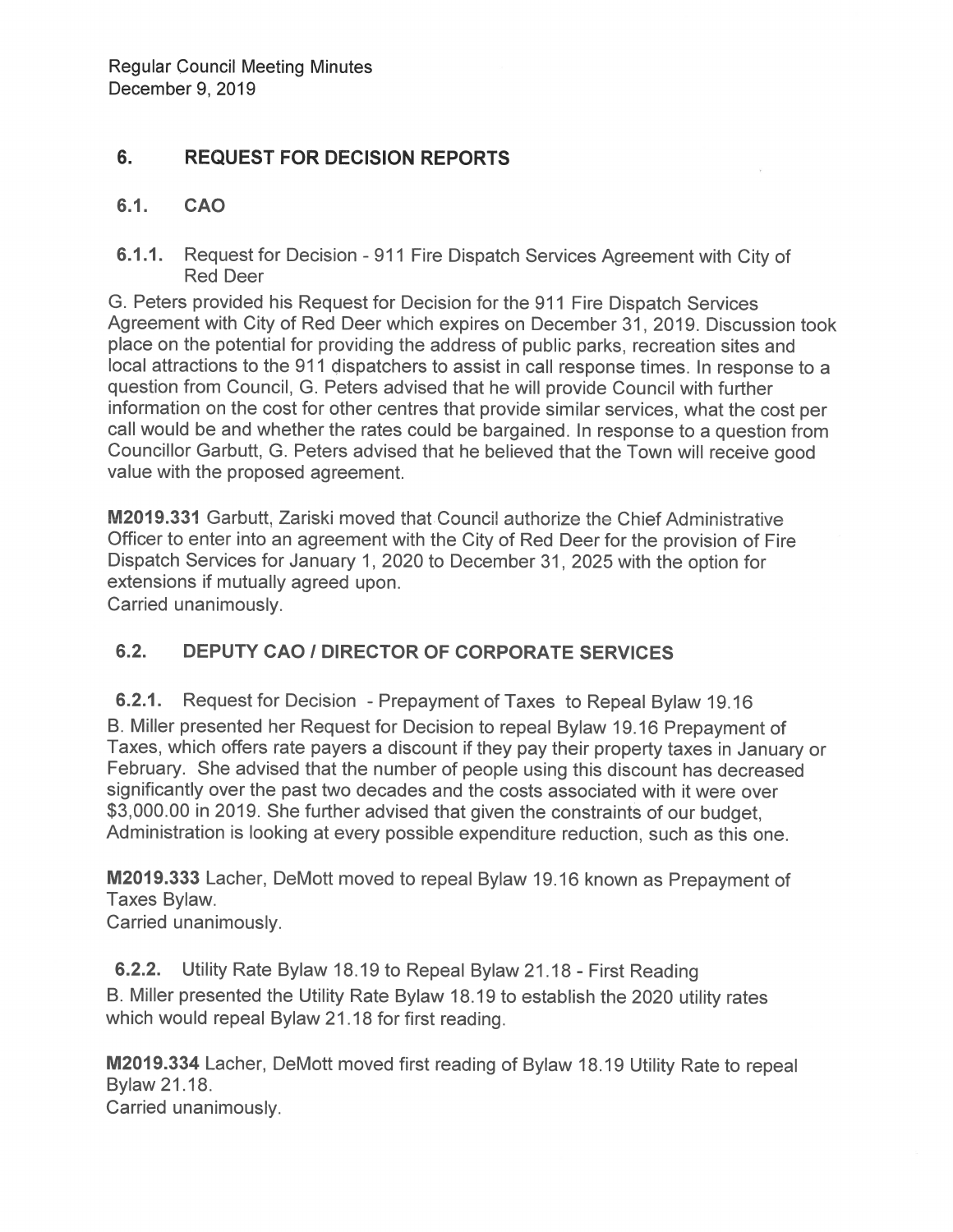## 6. REQUEST FOR DECISION REPORTS

### 6.1. CAO

**6.1.1.** Request for Decision - 911 Fire Dispatch Services Agreement with City of Red Deer

G. Peters provided his Request for Decision for the 911 Fire Dispatch Services Agreement with City of Red Deer which expires on December 31, 2019. Discussion took place on the potential for providing the address of public parks, recreation sites and local attractions to the 911 dispatchers to assist in call response times. In response to a question from Council, G. Peters advised that he will provide Council with further information on the cost for other centres that provide similar services, what the cost per call would be and whether the rates could be bargained. In response to a question from Councillor Garbutt, G. Peters advised that he believed that the Town will receive good value with the proposed agreement.

**M2019.331** Garbutt, Zariski moved that Council authorize the Chief Administrative Officer to enter into an agreement with the City of Red Deer for the provision of Fire Dispatch Services for January 1, 2020 to December 31, 2025 with the option for extensions if mutually agreed upon.
Carried unanimously.

### 6.2. DEPUTY CAO / DIRECTOR OF CORPORATE SERVICES

**6.2.1.** Request for Decision - Prepayment of Taxes to Repeal Bylaw 19.16

B. Miller presented her Request for Decision to repeal Bylaw 19.16 Prepayment of Taxes, which offers rate payers a discount if they pay their property taxes in January or February. She advised that the number of people using this discount has decreased significantly over the past two decades and the costs associated with it were over $3,000.00 in 2019. She further advised that given the constraints of our budget, Administration is looking at every possible expenditure reduction, such as this one.

**M2019.333** Lacher, DeMott moved to repeal Bylaw 19.16 known as Prepayment of Taxes Bylaw.
Carried unanimously.

**6.2.2.** Utility Rate Bylaw 18.19 to Repeal Bylaw 21.18 - First Reading

B. Miller presented the Utility Rate Bylaw 18.19 to establish the 2020 utility rates which would repeal Bylaw 21.18 for first reading.

**M2019.334** Lacher, DeMott moved first reading of Bylaw 18.19 Utility Rate to repeal Bylaw 21.18.
Carried unanimously.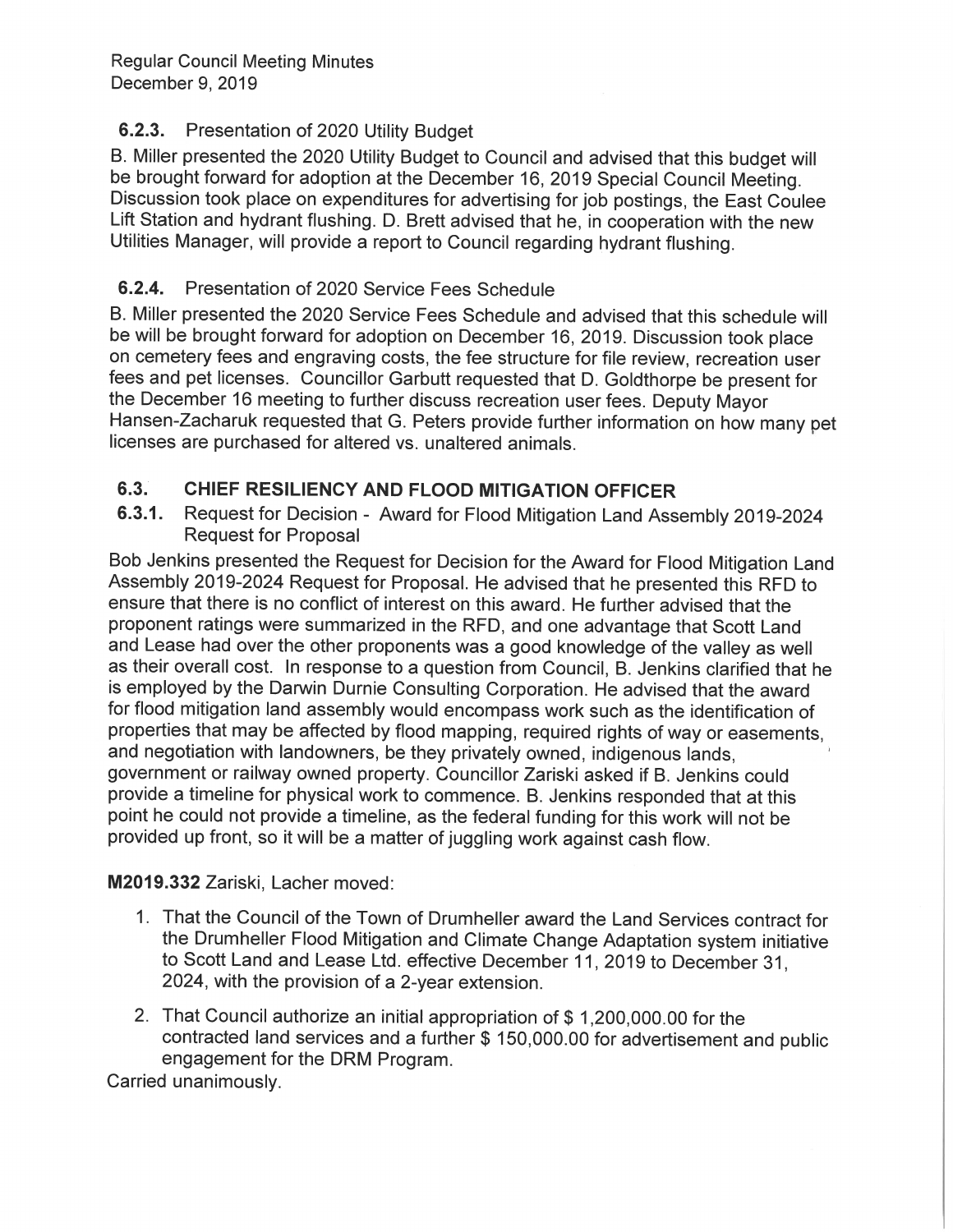### 6.2.3. Presentation of 2020 Utility Budget

B. Miller presented the 2020 Utility Budget to Council and advised that this budget will be brought forward for adoption at the December 16, 2019 Special Council Meeting. Discussion took place on expenditures for advertising for job postings, the East Coulee Lift Station and hydrant flushing. D. Brett advised that he, in cooperation with the new Utilities Manager, will provide a report to Council regarding hydrant flushing.

### 6.2.4. Presentation of 2020 Service Fees Schedule

B. Miller presented the 2020 Service Fees Schedule and advised that this schedule will be will be brought forward for adoption on December 16, 2019. Discussion took place on cemetery fees and engraving costs, the fee structure for file review, recreation user fees and pet licenses. Councillor Garbutt requested that D. Goldthorpe be present for the December 16 meeting to further discuss recreation user fees. Deputy Mayor Hansen-Zacharuk requested that G. Peters provide further information on how many pet licenses are purchased for altered vs. unaltered animals.

## 6.3. CHIEF RESILIENCY AND FLOOD MITIGATION OFFICER

### 6.3.1. Request for Decision - Award for Flood Mitigation Land Assembly 2019-2024 Request for Proposal

Bob Jenkins presented the Request for Decision for the Award for Flood Mitigation Land Assembly 2019-2024 Request for Proposal. He advised that he presented this RFD to ensure that there is no conflict of interest on this award. He further advised that the proponent ratings were summarized in the RFD, and one advantage that Scott Land and Lease had over the other proponents was a good knowledge of the valley as well as their overall cost. In response to a question from Council, B. Jenkins clarified that he is employed by the Darwin Durnie Consulting Corporation. He advised that the award for flood mitigation land assembly would encompass work such as the identification of properties that may be affected by flood mapping, required rights of way or easements, and negotiation with landowners, be they privately owned, indigenous lands, government or railway owned property. Councillor Zariski asked if B. Jenkins could provide a timeline for physical work to commence. B. Jenkins responded that at this point he could not provide a timeline, as the federal funding for this work will not be provided up front, so it will be a matter of juggling work against cash flow.

**M2019.332** Zariski, Lacher moved:

1. That the Council of the Town of Drumheller award the Land Services contract for the Drumheller Flood Mitigation and Climate Change Adaptation system initiative to Scott Land and Lease Ltd. effective December 11, 2019 to December 31, 2024, with the provision of a 2-year extension.
2. That Council authorize an initial appropriation of $ 1,200,000.00 for the contracted land services and a further $ 150,000.00 for advertisement and public engagement for the DRM Program.

Carried unanimously.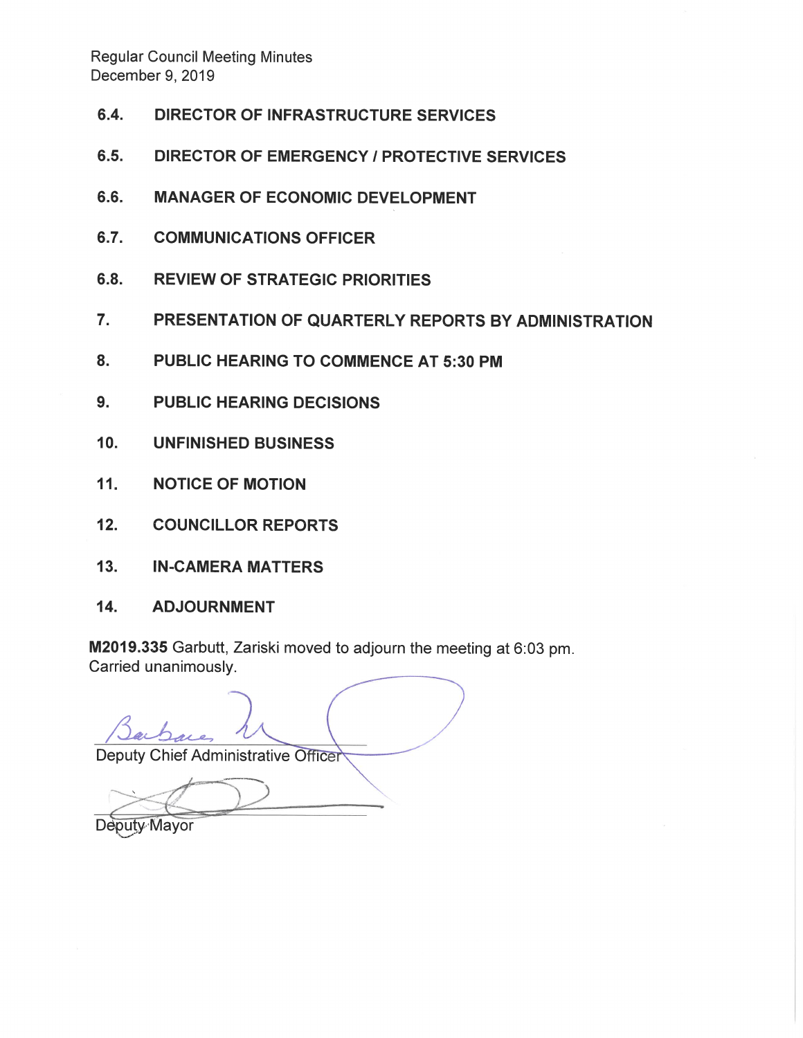### 6.4. DIRECTOR OF INFRASTRUCTURE SERVICES

### 6.5. DIRECTOR OF EMERGENCY / PROTECTIVE SERVICES

### 6.6. MANAGER OF ECONOMIC DEVELOPMENT

### 6.7. COMMUNICATIONS OFFICER

### 6.8. REVIEW OF STRATEGIC PRIORITIES

## 7. PRESENTATION OF QUARTERLY REPORTS BY ADMINISTRATION

## 8. PUBLIC HEARING TO COMMENCE AT 5:30 PM

## 9. PUBLIC HEARING DECISIONS

## 10. UNFINISHED BUSINESS

## 11. NOTICE OF MOTION

## 12. COUNCILLOR REPORTS

## 13. IN-CAMERA MATTERS

## 14. ADJOURNMENT

**M2019.335** Garbutt, Zariski moved to adjourn the meeting at 6:03 pm.
Carried unanimously.

Deputy Chief Administrative Officer

Deputy Mayor